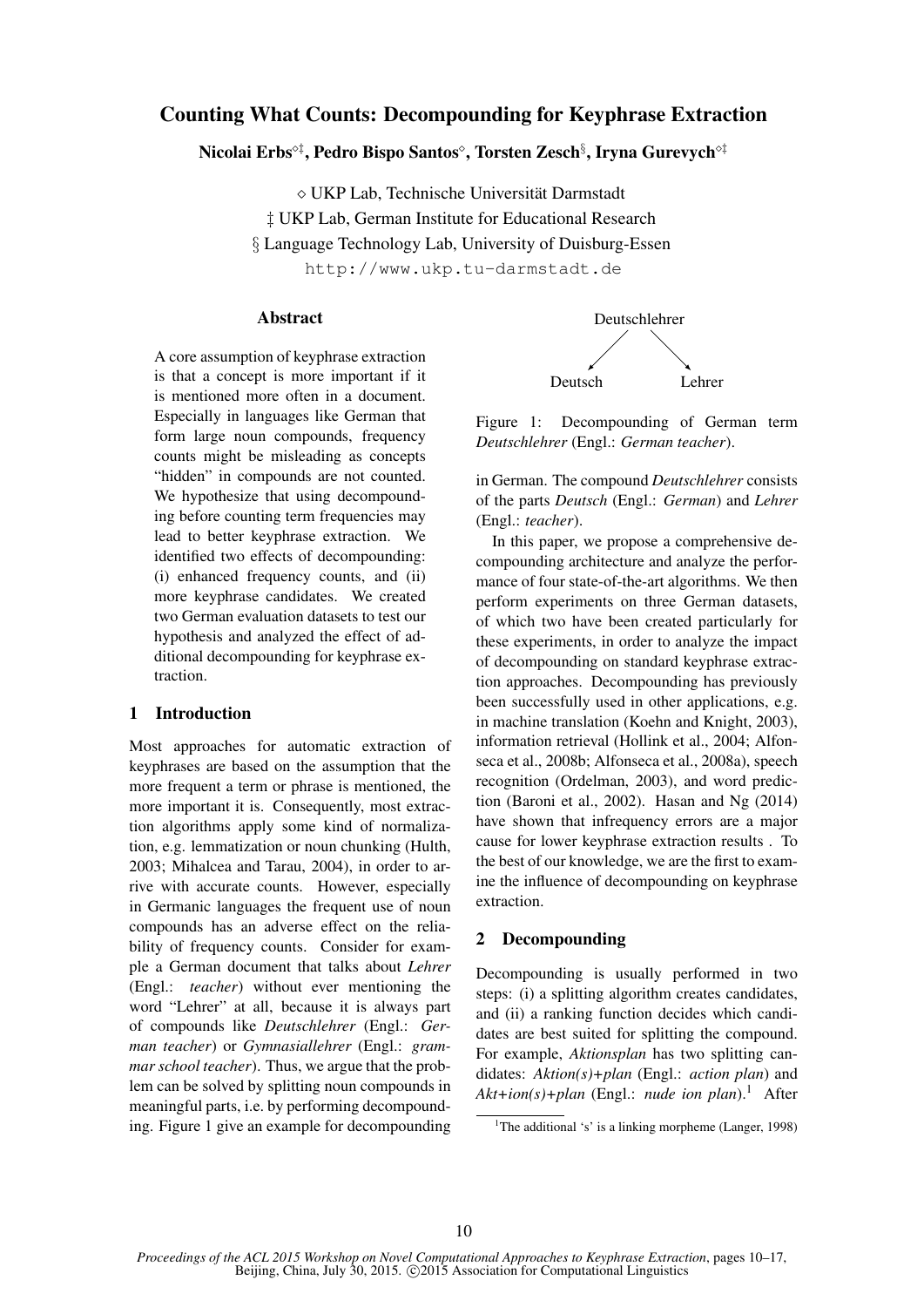# Counting What Counts: Decompounding for Keyphrase Extraction

**Nicolai Erbs**[◇‡], **Pedro Bispo Santos**[◇], **Torsten Zesch**[§], **Iryna Gurevych**[◇‡]

◇ UKP Lab, Technische Universität Darmstadt
‡ UKP Lab, German Institute for Educational Research
§ Language Technology Lab, University of Duisburg-Essen
http://www.ukp.tu-darmstadt.de

## Abstract

A core assumption of keyphrase extraction is that a concept is more important if it is mentioned more often in a document. Especially in languages like German that form large noun compounds, frequency counts might be misleading as concepts "hidden" in compounds are not counted. We hypothesize that using decompounding before counting term frequencies may lead to better keyphrase extraction. We identified two effects of decompounding: (i) enhanced frequency counts, and (ii) more keyphrase candidates. We created two German evaluation datasets to test our hypothesis and analyzed the effect of additional decompounding for keyphrase extraction.

## 1 Introduction

Most approaches for automatic extraction of keyphrases are based on the assumption that the more frequent a term or phrase is mentioned, the more important it is. Consequently, most extraction algorithms apply some kind of normalization, e.g. lemmatization or noun chunking (Hulth, 2003; Mihalcea and Tarau, 2004), in order to arrive with accurate counts. However, especially in Germanic languages the frequent use of noun compounds has an adverse effect on the reliability of frequency counts. Consider for example a German document that talks about *Lehrer* (Engl.: *teacher*) without ever mentioning the word "Lehrer" at all, because it is always part of compounds like *Deutschlehrer* (Engl.: *German teacher*) or *Gymnasiallehrer* (Engl.: *grammar school teacher*). Thus, we argue that the problem can be solved by splitting noun compounds in meaningful parts, i.e. by performing decompounding. Figure 1 give an example for decompounding in German. The compound *Deutschlehrer* consists of the parts *Deutsch* (Engl.: *German*) and *Lehrer* (Engl.: *teacher*).

```
      Deutschlehrer
       /        \
  Deutsch      Lehrer
```

Figure 1: Decompounding of German term *Deutschlehrer* (Engl.: *German teacher*).

In this paper, we propose a comprehensive decompounding architecture and analyze the performance of four state-of-the-art algorithms. We then perform experiments on three German datasets, of which two have been created particularly for these experiments, in order to analyze the impact of decompounding on standard keyphrase extraction approaches. Decompounding has previously been successfully used in other applications, e.g. in machine translation (Koehn and Knight, 2003), information retrieval (Hollink et al., 2004; Alfonseca et al., 2008b; Alfonseca et al., 2008a), speech recognition (Ordelman, 2003), and word prediction (Baroni et al., 2002). Hasan and Ng (2014) have shown that infrequency errors are a major cause for lower keyphrase extraction results . To the best of our knowledge, we are the first to examine the influence of decompounding on keyphrase extraction.

## 2 Decompounding

Decompounding is usually performed in two steps: (i) a splitting algorithm creates candidates, and (ii) a ranking function decides which candidates are best suited for splitting the compound. For example, *Aktionsplan* has two splitting candidates: *Aktion(s)+plan* (Engl.: *action plan*) and *Akt+ion(s)+plan* (Engl.: *nude ion plan*).[1] After

[1] The additional 's' is a linking morpheme (Langer, 1998)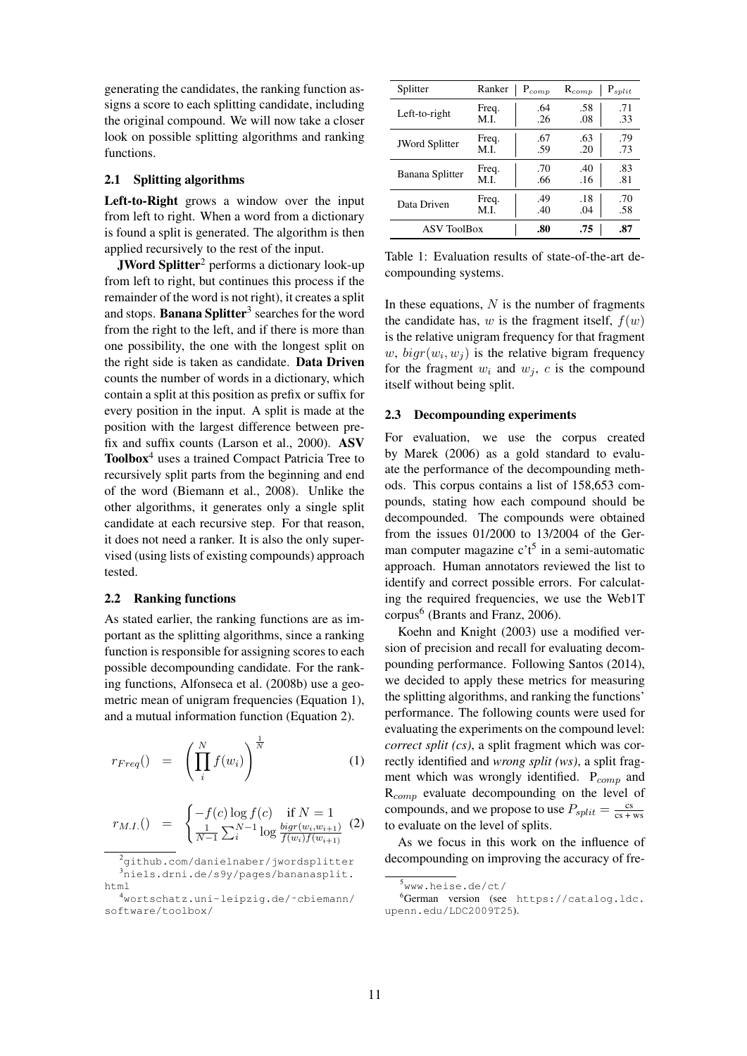generating the candidates, the ranking function assigns a score to each splitting candidate, including the original compound. We will now take a closer look on possible splitting algorithms and ranking functions.

### 2.1 Splitting algorithms

**Left-to-Right** grows a window over the input from left to right. When a word from a dictionary is found a split is generated. The algorithm is then applied recursively to the rest of the input.

**JWord Splitter**[2] performs a dictionary look-up from left to right, but continues this process if the remainder of the word is not right), it creates a split and stops. **Banana Splitter**[3] searches for the word from the right to the left, and if there is more than one possibility, the one with the longest split on the right side is taken as candidate. **Data Driven** counts the number of words in a dictionary, which contain a split at this position as prefix or suffix for every position in the input. A split is made at the position with the largest difference between prefix and suffix counts (Larson et al., 2000). **ASV Toolbox**[4] uses a trained Compact Patricia Tree to recursively split parts from the beginning and end of the word (Biemann et al., 2008). Unlike the other algorithms, it generates only a single split candidate at each recursive step. For that reason, it does not need a ranker. It is also the only supervised (using lists of existing compounds) approach tested.

### 2.2 Ranking functions

As stated earlier, the ranking functions are as important as the splitting algorithms, since a ranking function is responsible for assigning scores to each possible decompounding candidate. For the ranking functions, Alfonseca et al. (2008b) use a geometric mean of unigram frequencies (Equation 1), and a mutual information function (Equation 2).

$$r_{Freq}() = \left( \prod_{i}^{N} f(w_i) \right)^{\frac{1}{N}} \quad (1)$$

$$r_{M.I.}() = \begin{cases} -f(c) \log f(c) & \text{if } N = 1 \\ \frac{1}{N-1} \sum_{i}^{N-1} \log \frac{bigr(w_i, w_{i+1})}{f(w_i) f(w_{i+1})} \end{cases} \quad (2)$$

| Splitter | Ranker | $P_{comp}$ | $R_{comp}$ | $P_{split}$ |
|---|---|---|---|---|
| Left-to-right | Freq. | .64 | .58 | .71 |
| | M.I. | .26 | .08 | .33 |
| JWord Splitter | Freq. | .67 | .63 | .79 |
| | M.I. | .59 | .20 | .73 |
| Banana Splitter | Freq. | .70 | .40 | .83 |
| | M.I. | .66 | .16 | .81 |
| Data Driven | Freq. | .49 | .18 | .70 |
| | M.I. | .40 | .04 | .58 |
| ASV ToolBox | | **.80** | **.75** | **.87** |

Table 1: Evaluation results of state-of-the-art decompounding systems.

In these equations, $N$ is the number of fragments the candidate has, $w$ is the fragment itself, $f(w)$ is the relative unigram frequency for that fragment $w$, $bigr(w_i, w_j)$ is the relative bigram frequency for the fragment $w_i$ and $w_j$, $c$ is the compound itself without being split.

### 2.3 Decompounding experiments

For evaluation, we use the corpus created by Marek (2006) as a gold standard to evaluate the performance of the decompounding methods. This corpus contains a list of 158,653 compounds, stating how each compound should be decompounded. The compounds were obtained from the issues 01/2000 to 13/2004 of the German computer magazine c't[5] in a semi-automatic approach. Human annotators reviewed the list to identify and correct possible errors. For calculating the required frequencies, we use the Web1T corpus[6] (Brants and Franz, 2006).

Koehn and Knight (2003) use a modified version of precision and recall for evaluating decompounding performance. Following Santos (2014), we decided to apply these metrics for measuring the splitting algorithms, and ranking the functions' performance. The following counts were used for evaluating the experiments on the compound level: *correct split (cs)*, a split fragment which was correctly identified and *wrong split (ws)*, a split fragment which was wrongly identified. $P_{comp}$ and $R_{comp}$ evaluate decompounding on the level of compounds, and we propose to use $P_{split} = \frac{\text{cs}}{\text{cs + ws}}$ to evaluate on the level of splits.

As we focus in this work on the influence of decompounding on improving the accuracy of fre-

[2] github.com/danielnaber/jwordsplitter

[3] niels.drni.de/s9y/pages/bananasplit.html

[4] wortschatz.uni-leipzig.de/~cbiemann/software/toolbox/

[5] www.heise.de/ct/

[6] German version (see https://catalog.ldc.upenn.edu/LDC2009T25).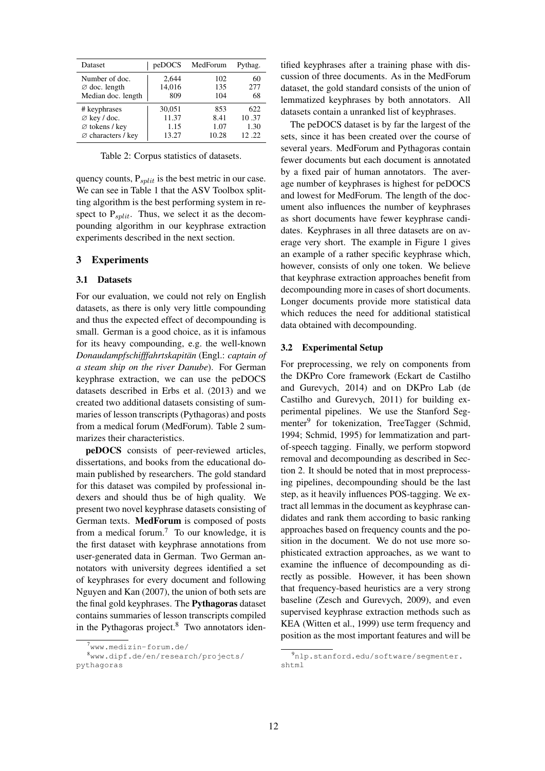| Dataset | peDOCS | MedForum | Pythag. |
|---|---|---|---|
| Number of doc. | 2,644 | 102 | 60 |
| ∅ doc. length | 14,016 | 135 | 277 |
| Median doc. length | 809 | 104 | 68 |
| # keyphrases | 30,051 | 853 | 622 |
| ∅ key / doc. | 11.37 | 8.41 | 10 .37 |
| ∅ tokens / key | 1.15 | 1.07 | 1.30 |
| ∅ characters / key | 13.27 | 10.28 | 12 .22 |

Table 2: Corpus statistics of datasets.

quency counts, $P_{split}$ is the best metric in our case. We can see in Table 1 that the ASV Toolbox splitting algorithm is the best performing system in respect to $P_{split}$. Thus, we select it as the decompounding algorithm in our keyphrase extraction experiments described in the next section.

## 3 Experiments

### 3.1 Datasets

For our evaluation, we could not rely on English datasets, as there is only very little compounding and thus the expected effect of decompounding is small. German is a good choice, as it is infamous for its heavy compounding, e.g. the well-known *Donaudampfschifffahrtskapitän* (Engl.: *captain of a steam ship on the river Danube*). For German keyphrase extraction, we can use the peDOCS datasets described in Erbs et al. (2013) and we created two additional datasets consisting of summaries of lesson transcripts (Pythagoras) and posts from a medical forum (MedForum). Table 2 summarizes their characteristics.

**peDOCS** consists of peer-reviewed articles, dissertations, and books from the educational domain published by researchers. The gold standard for this dataset was compiled by professional indexers and should thus be of high quality. We present two novel keyphrase datasets consisting of German texts. **MedForum** is composed of posts from a medical forum.[7] To our knowledge, it is the first dataset with keyphrase annotations from user-generated data in German. Two German annotators with university degrees identified a set of keyphrases for every document and following Nguyen and Kan (2007), the union of both sets are the final gold keyphrases. The **Pythagoras** dataset contains summaries of lesson transcripts compiled in the Pythagoras project.[8] Two annotators identified keyphrases after a training phase with discussion of three documents. As in the MedForum dataset, the gold standard consists of the union of lemmatized keyphrases by both annotators. All datasets contain a unranked list of keyphrases.

The peDOCS dataset is by far the largest of the sets, since it has been created over the course of several years. MedForum and Pythagoras contain fewer documents but each document is annotated by a fixed pair of human annotators. The average number of keyphrases is highest for peDOCS and lowest for MedForum. The length of the document also influences the number of keyphrases as short documents have fewer keyphrase candidates. Keyphrases in all three datasets are on average very short. The example in Figure 1 gives an example of a rather specific keyphrase which, however, consists of only one token. We believe that keyphrase extraction approaches benefit from decompounding more in cases of short documents. Longer documents provide more statistical data which reduces the need for additional statistical data obtained with decompounding.

### 3.2 Experimental Setup

For preprocessing, we rely on components from the DKPro Core framework (Eckart de Castilho and Gurevych, 2014) and on DKPro Lab (de Castilho and Gurevych, 2011) for building experimental pipelines. We use the Stanford Segmenter[9] for tokenization, TreeTagger (Schmid, 1994; Schmid, 1995) for lemmatization and part-of-speech tagging. Finally, we perform stopword removal and decompounding as described in Section 2. It should be noted that in most preprocessing pipelines, decompounding should be the last step, as it heavily influences POS-tagging. We extract all lemmas in the document as keyphrase candidates and rank them according to basic ranking approaches based on frequency counts and the position in the document. We do not use more sophisticated extraction approaches, as we want to examine the influence of decompounding as directly as possible. However, it has been shown that frequency-based heuristics are a very strong baseline (Zesch and Gurevych, 2009), and even supervised keyphrase extraction methods such as KEA (Witten et al., 1999) use term frequency and position as the most important features and will be

[7] www.medizin-forum.de/

[8] www.dipf.de/en/research/projects/pythagoras

[9] nlp.stanford.edu/software/segmenter.shtml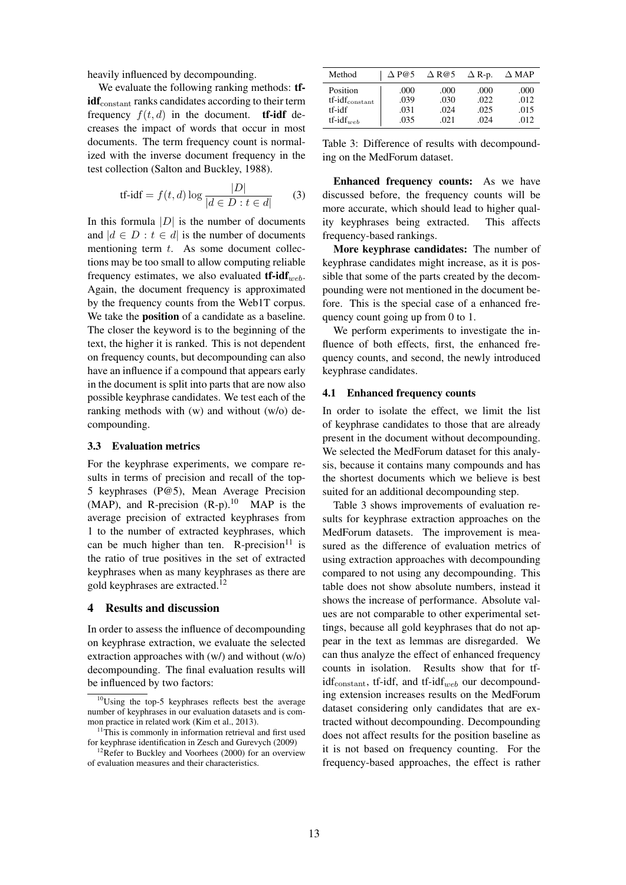heavily influenced by decompounding.

We evaluate the following ranking methods: **tf-idf**$_{\text{constant}}$ ranks candidates according to their term frequency $f(t, d)$ in the document. **tf-idf** decreases the impact of words that occur in most documents. The term frequency count is normalized with the inverse document frequency in the test collection (Salton and Buckley, 1988).

$$\text{tf-idf} = f(t, d) \log \frac{|D|}{|d \in D : t \in d|} \quad (3)$$

In this formula $|D|$ is the number of documents and $|d \in D : t \in d|$ is the number of documents mentioning term $t$. As some document collections may be too small to allow computing reliable frequency estimates, we also evaluated **tf-idf**$_{web}$. Again, the document frequency is approximated by the frequency counts from the Web1T corpus. We take the **position** of a candidate as a baseline. The closer the keyword is to the beginning of the text, the higher it is ranked. This is not dependent on frequency counts, but decompounding can also have an influence if a compound that appears early in the document is split into parts that are now also possible keyphrase candidates. We test each of the ranking methods with (w) and without (w/o) decompounding.

### 3.3 Evaluation metrics

For the keyphrase experiments, we compare results in terms of precision and recall of the top-5 keyphrases (P@5), Mean Average Precision (MAP), and R-precision (R-p).[10] MAP is the average precision of extracted keyphrases from 1 to the number of extracted keyphrases, which can be much higher than ten. R-precision[11] is the ratio of true positives in the set of extracted keyphrases when as many keyphrases as there are gold keyphrases are extracted.[12]

## 4 Results and discussion

In order to assess the influence of decompounding on keyphrase extraction, we evaluate the selected extraction approaches with (w/) and without (w/o) decompounding. The final evaluation results will be influenced by two factors:

[10] Using the top-5 keyphrases reflects best the average number of keyphrases in our evaluation datasets and is common practice in related work (Kim et al., 2013).

[11] This is commonly in information retrieval and first used for keyphrase identification in Zesch and Gurevych (2009)

[12] Refer to Buckley and Voorhees (2000) for an overview of evaluation measures and their characteristics.

| Method | $\Delta$ P@5 | $\Delta$ R@5 | $\Delta$ R-p. | $\Delta$ MAP |
|---|---|---|---|---|
| Position | .000 | .000 | .000 | .000 |
| tf-idf$_{\text{constant}}$ | .039 | .030 | .022 | .012 |
| tf-idf | .031 | .024 | .025 | .015 |
| tf-idf$_{web}$ | .035 | .021 | .024 | .012 |

Table 3: Difference of results with decompounding on the MedForum dataset.

**Enhanced frequency counts:** As we have discussed before, the frequency counts will be more accurate, which should lead to higher quality keyphrases being extracted. This affects frequency-based rankings.

**More keyphrase candidates:** The number of keyphrase candidates might increase, as it is possible that some of the parts created by the decompounding were not mentioned in the document before. This is the special case of a enhanced frequency count going up from 0 to 1.

We perform experiments to investigate the influence of both effects, first, the enhanced frequency counts, and second, the newly introduced keyphrase candidates.

### 4.1 Enhanced frequency counts

In order to isolate the effect, we limit the list of keyphrase candidates to those that are already present in the document without decompounding. We selected the MedForum dataset for this analysis, because it contains many compounds and has the shortest documents which we believe is best suited for an additional decompounding step.

Table 3 shows improvements of evaluation results for keyphrase extraction approaches on the MedForum datasets. The improvement is measured as the difference of evaluation metrics of using extraction approaches with decompounding compared to not using any decompounding. This table does not show absolute numbers, instead it shows the increase of performance. Absolute values are not comparable to other experimental settings, because all gold keyphrases that do not appear in the text as lemmas are disregarded. We can thus analyze the effect of enhanced frequency counts in isolation. Results show that for tf-idf$_{\text{constant}}$, tf-idf, and tf-idf$_{web}$ our decompounding extension increases results on the MedForum dataset considering only candidates that are extracted without decompounding. Decompounding does not affect results for the position baseline as it is not based on frequency counting. For the frequency-based approaches, the effect is rather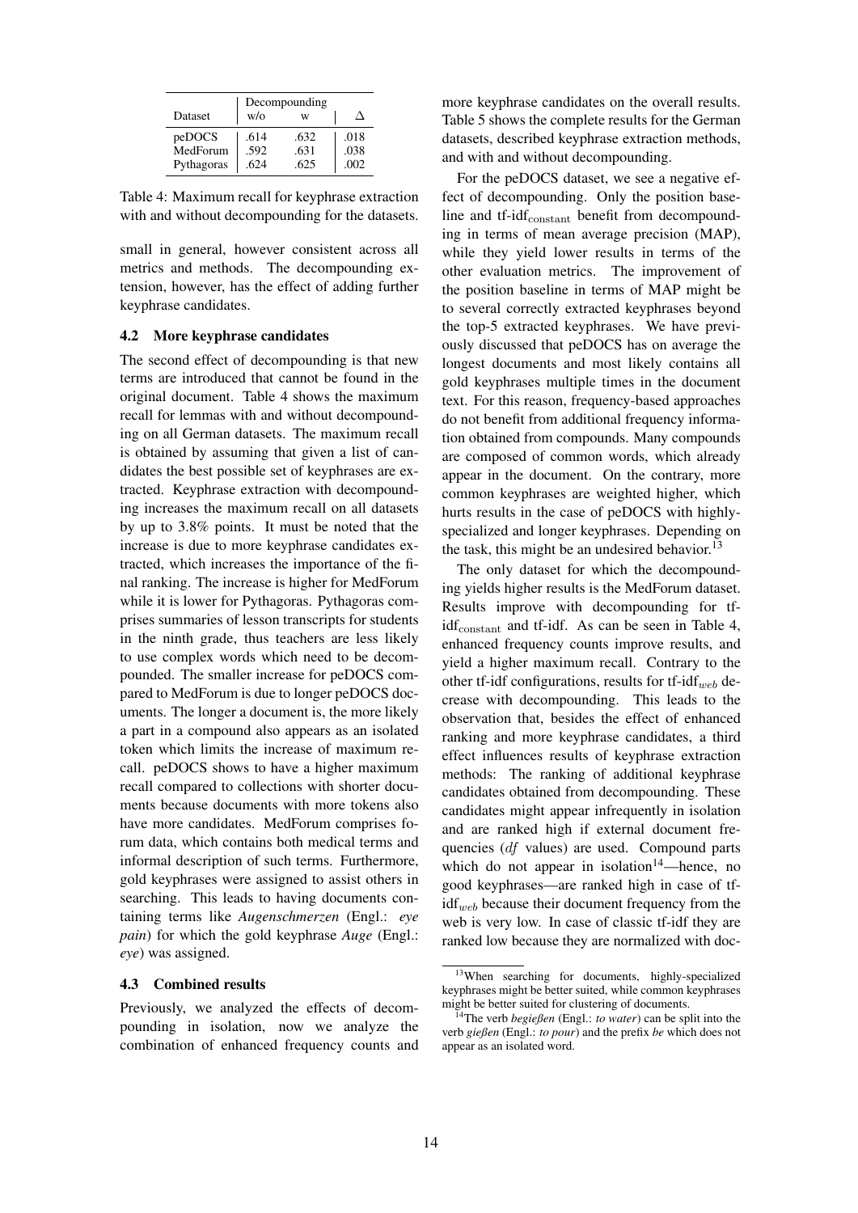| Dataset | Decompounding w/o | w | Δ |
|---|---|---|---|
| peDOCS | .614 | .632 | .018 |
| MedForum | .592 | .631 | .038 |
| Pythagoras | .624 | .625 | .002 |

Table 4: Maximum recall for keyphrase extraction with and without decompounding for the datasets.

small in general, however consistent across all metrics and methods. The decompounding extension, however, has the effect of adding further keyphrase candidates.

### 4.2 More keyphrase candidates

The second effect of decompounding is that new terms are introduced that cannot be found in the original document. Table 4 shows the maximum recall for lemmas with and without decompounding on all German datasets. The maximum recall is obtained by assuming that given a list of candidates the best possible set of keyphrases are extracted. Keyphrase extraction with decompounding increases the maximum recall on all datasets by up to 3.8% points. It must be noted that the increase is due to more keyphrase candidates extracted, which increases the importance of the final ranking. The increase is higher for MedForum while it is lower for Pythagoras. Pythagoras comprises summaries of lesson transcripts for students in the ninth grade, thus teachers are less likely to use complex words which need to be decompounded. The smaller increase for peDOCS compared to MedForum is due to longer peDOCS documents. The longer a document is, the more likely a part in a compound also appears as an isolated token which limits the increase of maximum recall. peDOCS shows to have a higher maximum recall compared to collections with shorter documents because documents with more tokens also have more candidates. MedForum comprises forum data, which contains both medical terms and informal description of such terms. Furthermore, gold keyphrases were assigned to assist others in searching. This leads to having documents containing terms like *Augenschmerzen* (Engl.: *eye pain*) for which the gold keyphrase *Auge* (Engl.: *eye*) was assigned.

### 4.3 Combined results

Previously, we analyzed the effects of decompounding in isolation, now we analyze the combination of enhanced frequency counts and more keyphrase candidates on the overall results. Table 5 shows the complete results for the German datasets, described keyphrase extraction methods, and with and without decompounding.

For the peDOCS dataset, we see a negative effect of decompounding. Only the position baseline and tf-idf$_{\text{constant}}$ benefit from decompounding in terms of mean average precision (MAP), while they yield lower results in terms of the other evaluation metrics. The improvement of the position baseline in terms of MAP might be to several correctly extracted keyphrases beyond the top-5 extracted keyphrases. We have previously discussed that peDOCS has on average the longest documents and most likely contains all gold keyphrases multiple times in the document text. For this reason, frequency-based approaches do not benefit from additional frequency information obtained from compounds. Many compounds are composed of common words, which already appear in the document. On the contrary, more common keyphrases are weighted higher, which hurts results in the case of peDOCS with highly-specialized and longer keyphrases. Depending on the task, this might be an undesired behavior.[13]

The only dataset for which the decompounding yields higher results is the MedForum dataset. Results improve with decompounding for tf-idf$_{\text{constant}}$ and tf-idf. As can be seen in Table 4, enhanced frequency counts improve results, and yield a higher maximum recall. Contrary to the other tf-idf configurations, results for tf-idf$_{web}$ decrease with decompounding. This leads to the observation that, besides the effect of enhanced ranking and more keyphrase candidates, a third effect influences results of keyphrase extraction methods: The ranking of additional keyphrase candidates obtained from decompounding. These candidates might appear infrequently in isolation and are ranked high if external document frequencies ($df$ values) are used. Compound parts which do not appear in isolation[14]—hence, no good keyphrases—are ranked high in case of tf-idf$_{web}$ because their document frequency from the web is very low. In case of classic tf-idf they are ranked low because they are normalized with doc-

[13] When searching for documents, highly-specialized keyphrases might be better suited, while common keyphrases might be better suited for clustering of documents.

[14] The verb *begießen* (Engl.: *to water*) can be split into the verb *gießen* (Engl.: *to pour*) and the prefix *be* which does not appear as an isolated word.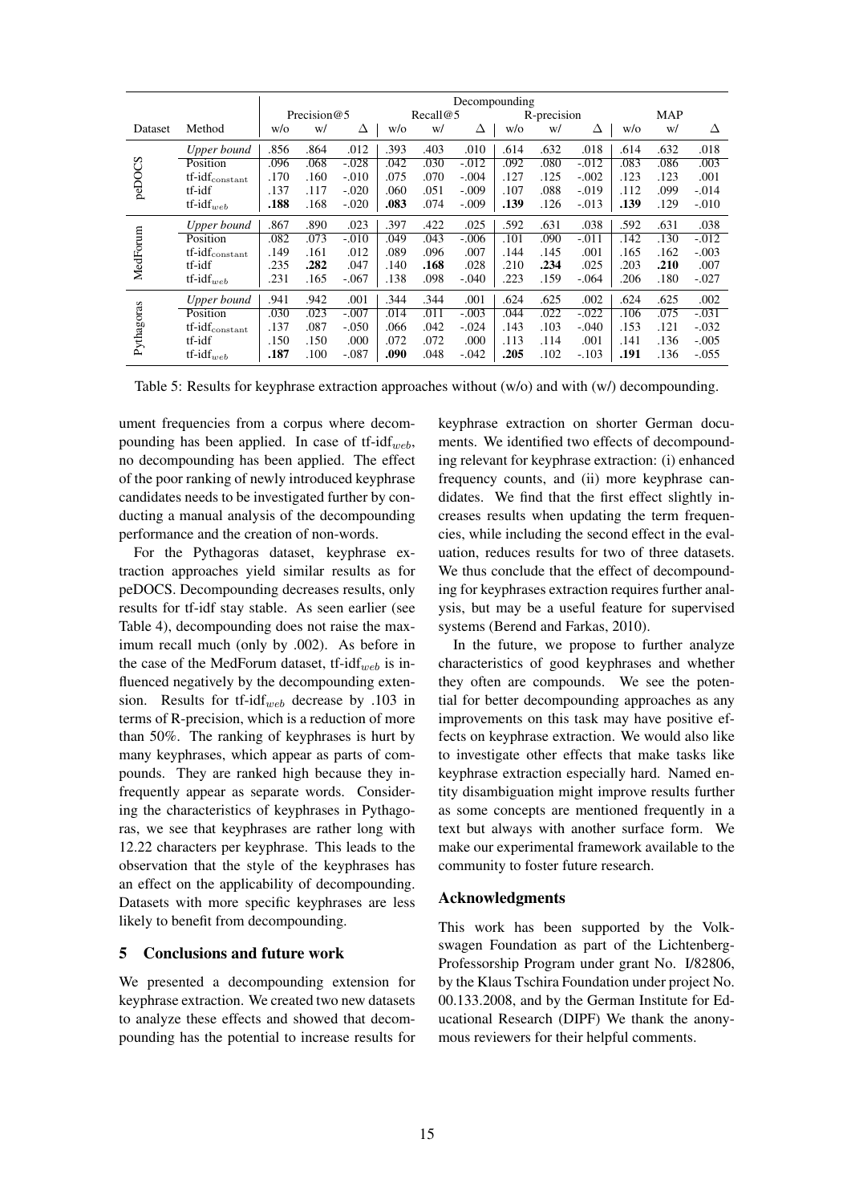| | | Decompounding | | | | | | | | | | | |
|---|---|---|---|---|---|---|---|---|---|---|---|---|---|
| | | Precision@5 | | | Recall@5 | | | R-precision | | | MAP | | |
| Dataset | Method | w/o | w/ | Δ | w/o | w/ | Δ | w/o | w/ | Δ | w/o | w/ | Δ |
| peDOCS | *Upper bound* | .856 | .864 | .012 | .393 | .403 | .010 | .614 | .632 | .018 | .614 | .632 | .018 |
| | Position | .096 | .068 | -.028 | .042 | .030 | -.012 | .092 | .080 | -.012 | .083 | .086 | .003 |
| | tf-idf$_{\text{constant}}$ | .170 | .160 | -.010 | .075 | .070 | -.004 | .127 | .125 | -.002 | .123 | .123 | .001 |
| | tf-idf | .137 | .117 | -.020 | .060 | .051 | -.009 | .107 | .088 | -.019 | .112 | .099 | -.014 |
| | tf-idf$_{web}$ | **.188** | .168 | -.020 | **.083** | .074 | -.009 | **.139** | .126 | -.013 | **.139** | .129 | -.010 |
| MedForum | *Upper bound* | .867 | .890 | .023 | .397 | .422 | .025 | .592 | .631 | .038 | .592 | .631 | .038 |
| | Position | .082 | .073 | -.010 | .049 | .043 | -.006 | .101 | .090 | -.011 | .142 | .130 | -.012 |
| | tf-idf$_{\text{constant}}$ | .149 | .161 | .012 | .089 | .096 | .007 | .144 | .145 | .001 | .165 | .162 | -.003 |
| | tf-idf | .235 | **.282** | .047 | .140 | **.168** | .028 | .210 | **.234** | .025 | .203 | **.210** | .007 |
| | tf-idf$_{web}$ | .231 | .165 | -.067 | .138 | .098 | -.040 | .223 | .159 | -.064 | .206 | .180 | -.027 |
| Pythagoras | *Upper bound* | .941 | .942 | .001 | .344 | .344 | .001 | .624 | .625 | .002 | .624 | .625 | .002 |
| | Position | .030 | .023 | -.007 | .014 | .011 | -.003 | .044 | .022 | -.022 | .106 | .075 | -.031 |
| | tf-idf$_{\text{constant}}$ | .137 | .087 | -.050 | .066 | .042 | -.024 | .143 | .103 | -.040 | .153 | .121 | -.032 |
| | tf-idf | .150 | .150 | .000 | .072 | .072 | .000 | .113 | .114 | .001 | .141 | .136 | -.005 |
| | tf-idf$_{web}$ | **.187** | .100 | -.087 | **.090** | .048 | -.042 | **.205** | .102 | -.103 | **.191** | .136 | -.055 |

Table 5: Results for keyphrase extraction approaches without (w/o) and with (w/) decompounding.

ument frequencies from a corpus where decompounding has been applied. In case of tf-idf$_{web}$, no decompounding has been applied. The effect of the poor ranking of newly introduced keyphrase candidates needs to be investigated further by conducting a manual analysis of the decompounding performance and the creation of non-words.

For the Pythagoras dataset, keyphrase extraction approaches yield similar results as for peDOCS. Decompounding decreases results, only results for tf-idf stay stable. As seen earlier (see Table 4), decompounding does not raise the maximum recall much (only by .002). As before in the case of the MedForum dataset, tf-idf$_{web}$ is influenced negatively by the decompounding extension. Results for tf-idf$_{web}$ decrease by .103 in terms of R-precision, which is a reduction of more than 50%. The ranking of keyphrases is hurt by many keyphrases, which appear as parts of compounds. They are ranked high because they infrequently appear as separate words. Considering the characteristics of keyphrases in Pythagoras, we see that keyphrases are rather long with 12.22 characters per keyphrase. This leads to the observation that the style of the keyphrases has an effect on the applicability of decompounding. Datasets with more specific keyphrases are less likely to benefit from decompounding.

## 5 Conclusions and future work

We presented a decompounding extension for keyphrase extraction. We created two new datasets to analyze these effects and showed that decompounding has the potential to increase results for keyphrase extraction on shorter German documents. We identified two effects of decompounding relevant for keyphrase extraction: (i) enhanced frequency counts, and (ii) more keyphrase candidates. We find that the first effect slightly increases results when updating the term frequencies, while including the second effect in the evaluation, reduces results for two of three datasets. We thus conclude that the effect of decompounding for keyphrases extraction requires further analysis, but may be a useful feature for supervised systems (Berend and Farkas, 2010).

In the future, we propose to further analyze characteristics of good keyphrases and whether they often are compounds. We see the potential for better decompounding approaches as any improvements on this task may have positive effects on keyphrase extraction. We would also like to investigate other effects that make tasks like keyphrase extraction especially hard. Named entity disambiguation might improve results further as some concepts are mentioned frequently in a text but always with another surface form. We make our experimental framework available to the community to foster future research.

## Acknowledgments

This work has been supported by the Volkswagen Foundation as part of the Lichtenberg-Professorship Program under grant No. I/82806, by the Klaus Tschira Foundation under project No. 00.133.2008, and by the German Institute for Educational Research (DIPF) We thank the anonymous reviewers for their helpful comments.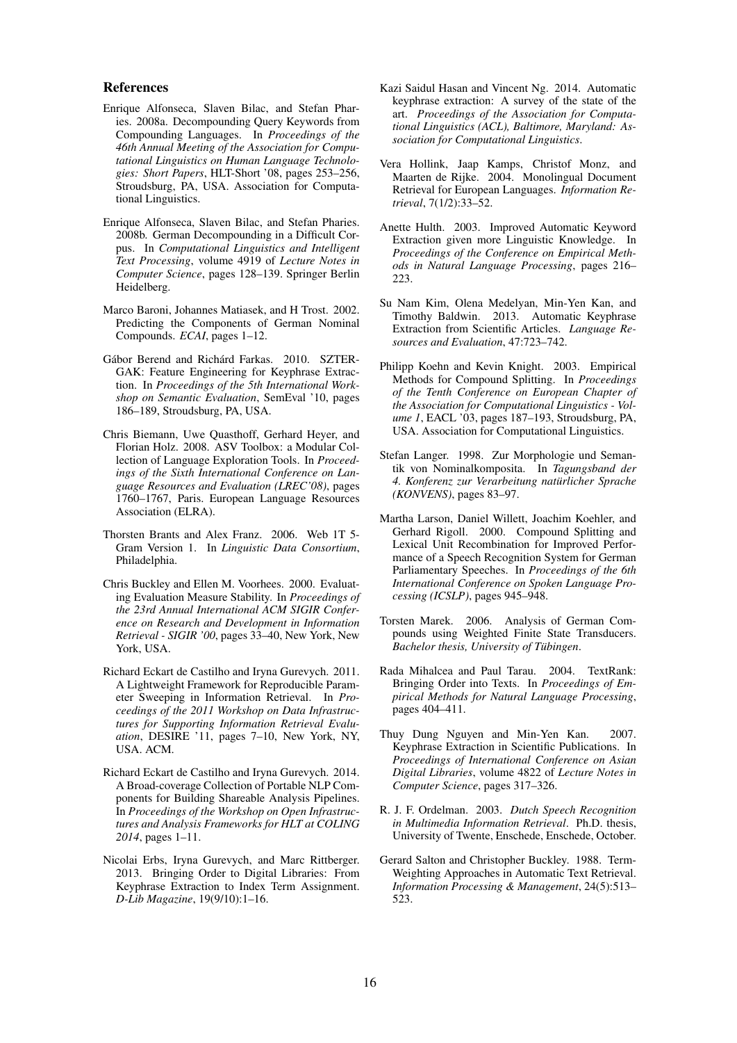## References

Enrique Alfonseca, Slaven Bilac, and Stefan Pharies. 2008a. Decompounding Query Keywords from Compounding Languages. In *Proceedings of the 46th Annual Meeting of the Association for Computational Linguistics on Human Language Technologies: Short Papers*, HLT-Short '08, pages 253–256, Stroudsburg, PA, USA. Association for Computational Linguistics.

Enrique Alfonseca, Slaven Bilac, and Stefan Pharies. 2008b. German Decompounding in a Difficult Corpus. In *Computational Linguistics and Intelligent Text Processing*, volume 4919 of *Lecture Notes in Computer Science*, pages 128–139. Springer Berlin Heidelberg.

Marco Baroni, Johannes Matiasek, and H Trost. 2002. Predicting the Components of German Nominal Compounds. *ECAI*, pages 1–12.

Gábor Berend and Richárd Farkas. 2010. SZTERGAK: Feature Engineering for Keyphrase Extraction. In *Proceedings of the 5th International Workshop on Semantic Evaluation*, SemEval '10, pages 186–189, Stroudsburg, PA, USA.

Chris Biemann, Uwe Quasthoff, Gerhard Heyer, and Florian Holz. 2008. ASV Toolbox: a Modular Collection of Language Exploration Tools. In *Proceedings of the Sixth International Conference on Language Resources and Evaluation (LREC'08)*, pages 1760–1767, Paris. European Language Resources Association (ELRA).

Thorsten Brants and Alex Franz. 2006. Web 1T 5-Gram Version 1. In *Linguistic Data Consortium*, Philadelphia.

Chris Buckley and Ellen M. Voorhees. 2000. Evaluating Evaluation Measure Stability. In *Proceedings of the 23rd Annual International ACM SIGIR Conference on Research and Development in Information Retrieval - SIGIR '00*, pages 33–40, New York, New York, USA.

Richard Eckart de Castilho and Iryna Gurevych. 2011. A Lightweight Framework for Reproducible Parameter Sweeping in Information Retrieval. In *Proceedings of the 2011 Workshop on Data Infrastructures for Supporting Information Retrieval Evaluation*, DESIRE '11, pages 7–10, New York, NY, USA. ACM.

Richard Eckart de Castilho and Iryna Gurevych. 2014. A Broad-coverage Collection of Portable NLP Components for Building Shareable Analysis Pipelines. In *Proceedings of the Workshop on Open Infrastructures and Analysis Frameworks for HLT at COLING 2014*, pages 1–11.

Nicolai Erbs, Iryna Gurevych, and Marc Rittberger. 2013. Bringing Order to Digital Libraries: From Keyphrase Extraction to Index Term Assignment. *D-Lib Magazine*, 19(9/10):1–16.

Kazi Saidul Hasan and Vincent Ng. 2014. Automatic keyphrase extraction: A survey of the state of the art. *Proceedings of the Association for Computational Linguistics (ACL), Baltimore, Maryland: Association for Computational Linguistics*.

Vera Hollink, Jaap Kamps, Christof Monz, and Maarten de Rijke. 2004. Monolingual Document Retrieval for European Languages. *Information Retrieval*, 7(1/2):33–52.

Anette Hulth. 2003. Improved Automatic Keyword Extraction given more Linguistic Knowledge. In *Proceedings of the Conference on Empirical Methods in Natural Language Processing*, pages 216–223.

Su Nam Kim, Olena Medelyan, Min-Yen Kan, and Timothy Baldwin. 2013. Automatic Keyphrase Extraction from Scientific Articles. *Language Resources and Evaluation*, 47:723–742.

Philipp Koehn and Kevin Knight. 2003. Empirical Methods for Compound Splitting. In *Proceedings of the Tenth Conference on European Chapter of the Association for Computational Linguistics - Volume 1*, EACL '03, pages 187–193, Stroudsburg, PA, USA. Association for Computational Linguistics.

Stefan Langer. 1998. Zur Morphologie und Semantik von Nominalkomposita. In *Tagungsband der 4. Konferenz zur Verarbeitung natürlicher Sprache (KONVENS)*, pages 83–97.

Martha Larson, Daniel Willett, Joachim Koehler, and Gerhard Rigoll. 2000. Compound Splitting and Lexical Unit Recombination for Improved Performance of a Speech Recognition System for German Parliamentary Speeches. In *Proceedings of the 6th International Conference on Spoken Language Processing (ICSLP)*, pages 945–948.

Torsten Marek. 2006. Analysis of German Compounds using Weighted Finite State Transducers. *Bachelor thesis, University of Tübingen*.

Rada Mihalcea and Paul Tarau. 2004. TextRank: Bringing Order into Texts. In *Proceedings of Empirical Methods for Natural Language Processing*, pages 404–411.

Thuy Dung Nguyen and Min-Yen Kan. 2007. Keyphrase Extraction in Scientific Publications. In *Proceedings of International Conference on Asian Digital Libraries*, volume 4822 of *Lecture Notes in Computer Science*, pages 317–326.

R. J. F. Ordelman. 2003. *Dutch Speech Recognition in Multimedia Information Retrieval*. Ph.D. thesis, University of Twente, Enschede, Enschede, October.

Gerard Salton and Christopher Buckley. 1988. Term-Weighting Approaches in Automatic Text Retrieval. *Information Processing & Management*, 24(5):513–523.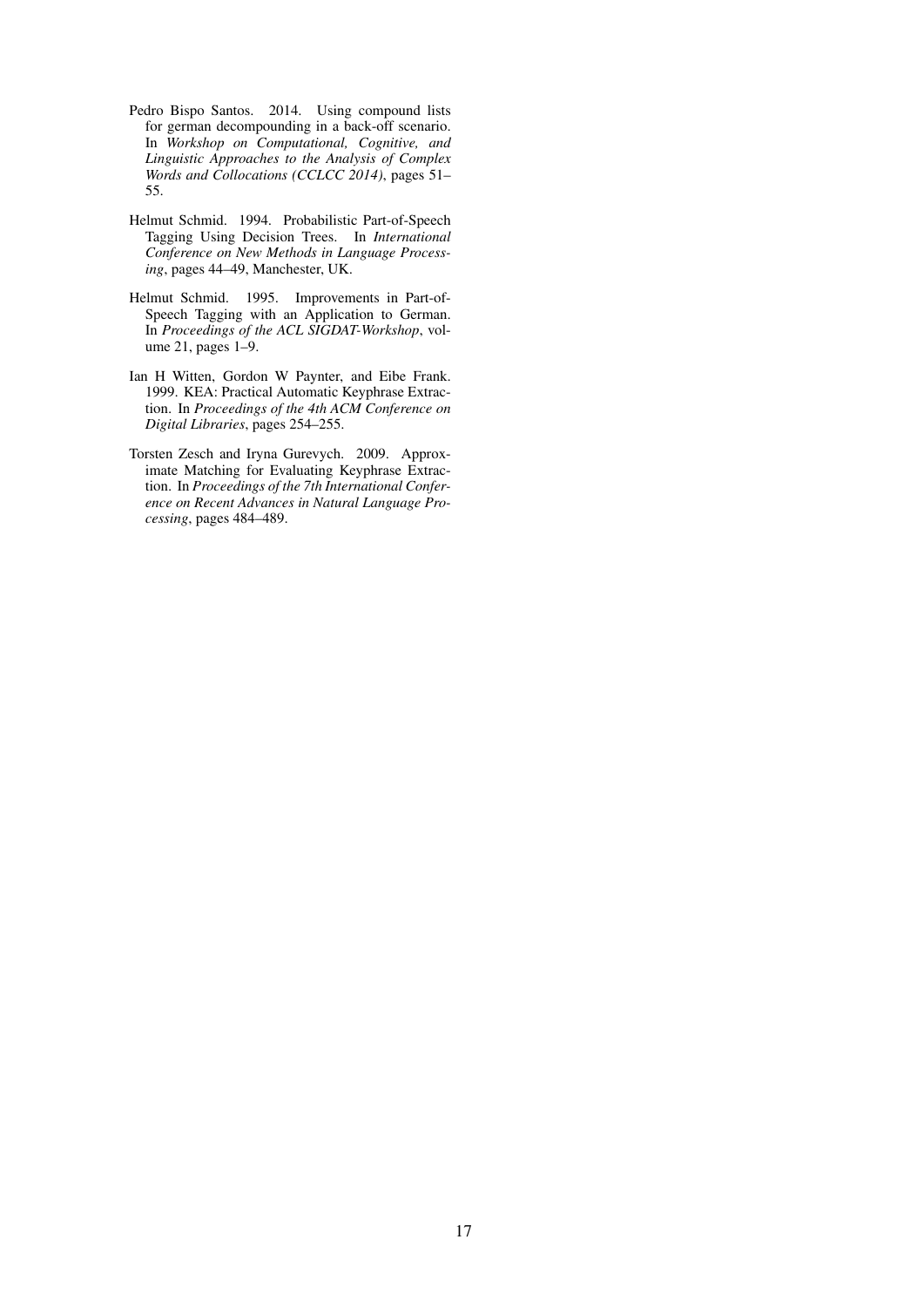Pedro Bispo Santos. 2014. Using compound lists for german decompounding in a back-off scenario. In *Workshop on Computational, Cognitive, and Linguistic Approaches to the Analysis of Complex Words and Collocations (CCLCC 2014)*, pages 51–55.

Helmut Schmid. 1994. Probabilistic Part-of-Speech Tagging Using Decision Trees. In *International Conference on New Methods in Language Processing*, pages 44–49, Manchester, UK.

Helmut Schmid. 1995. Improvements in Part-of-Speech Tagging with an Application to German. In *Proceedings of the ACL SIGDAT-Workshop*, volume 21, pages 1–9.

Ian H Witten, Gordon W Paynter, and Eibe Frank. 1999. KEA: Practical Automatic Keyphrase Extraction. In *Proceedings of the 4th ACM Conference on Digital Libraries*, pages 254–255.

Torsten Zesch and Iryna Gurevych. 2009. Approximate Matching for Evaluating Keyphrase Extraction. In *Proceedings of the 7th International Conference on Recent Advances in Natural Language Processing*, pages 484–489.